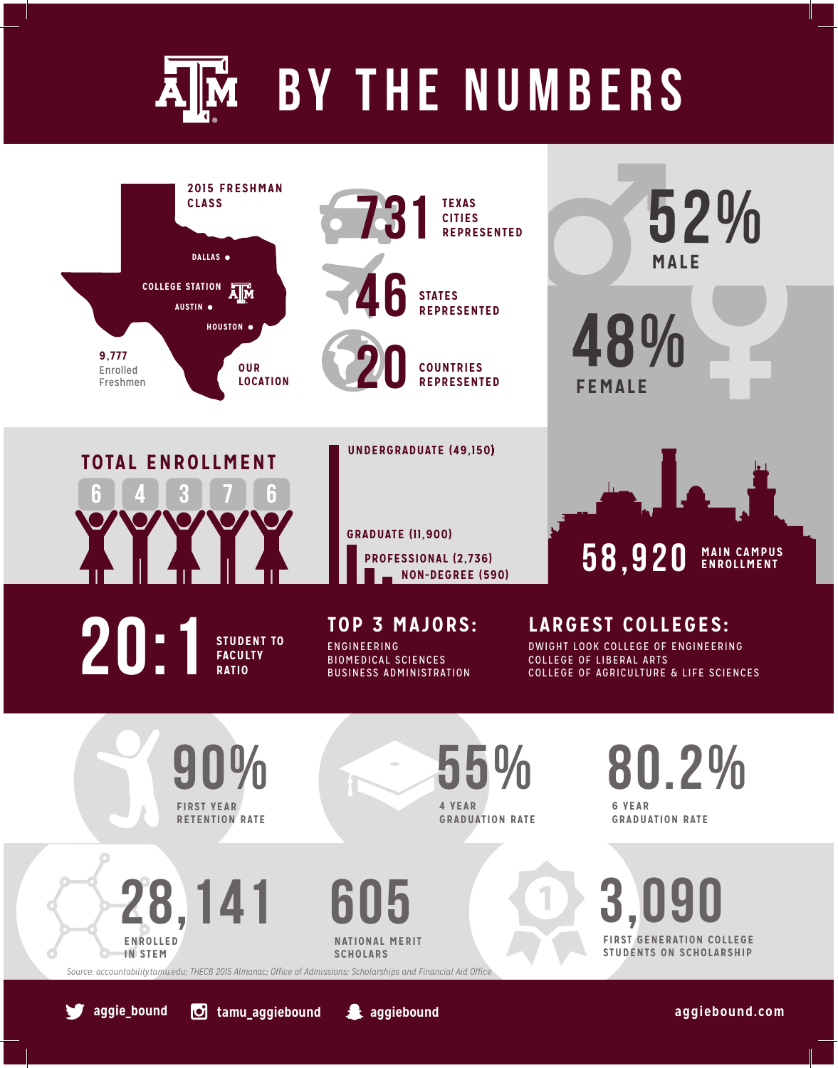# A&M BY THE NUMBERS

## 2015 FRESHMAN CLASS

**9,777** Enrolled Freshmen

OUR LOCATION: Dallas, College Station, Austin, Houston

**731** TEXAS CITIES REPRESENTED

**46** STATES REPRESENTED

**20** COUNTRIES REPRESENTED

**52%** MALE

**48%** FEMALE

## TOTAL ENROLLMENT

**64376**

- UNDERGRADUATE (49,150)
- GRADUATE (11,900)
- PROFESSIONAL (2,736)
- NON-DEGREE (590)

**58,920** MAIN CAMPUS ENROLLMENT

**20:1** STUDENT TO FACULTY RATIO

## TOP 3 MAJORS:

- ENGINEERING
- BIOMEDICAL SCIENCES
- BUSINESS ADMINISTRATION

## LARGEST COLLEGES:

- DWIGHT LOOK COLLEGE OF ENGINEERING
- COLLEGE OF LIBERAL ARTS
- COLLEGE OF AGRICULTURE & LIFE SCIENCES

**90%** FIRST YEAR RETENTION RATE

**55%** 4 YEAR GRADUATION RATE

**80.2%** 6 YEAR GRADUATION RATE

**28,141** ENROLLED IN STEM

**605** NATIONAL MERIT SCHOLARS

**3,090** FIRST GENERATION COLLEGE STUDENTS ON SCHOLARSHIP

*Source: accountability.tamu.edu; THECB 2015 Almanac; Office of Admissions; Scholarships and Financial Aid Office*

aggie_bound | tamu_aggiebound | aggiebound | aggiebound.com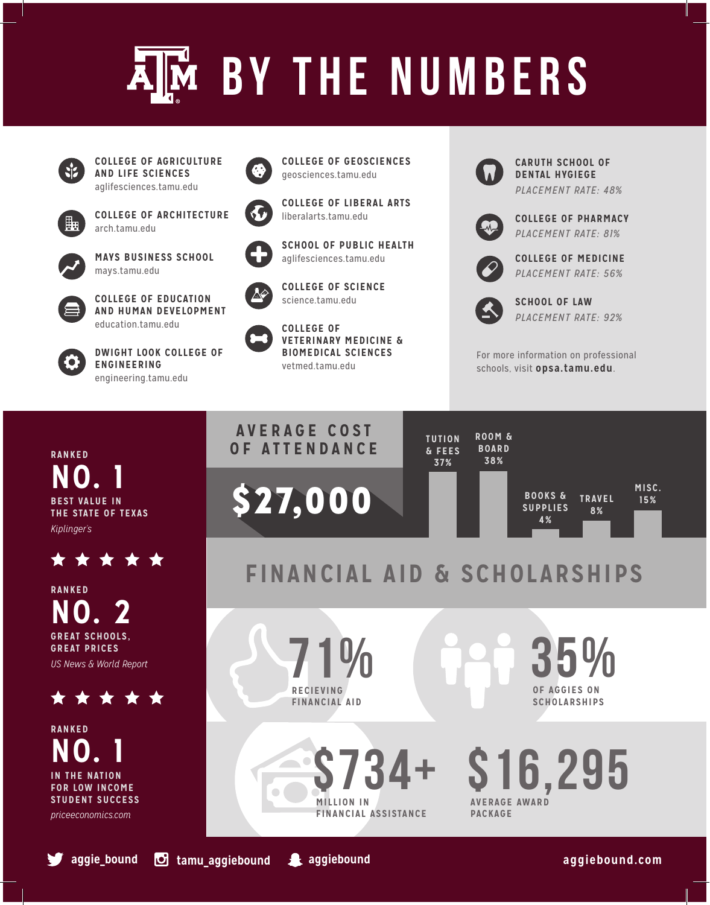# A|M BY THE NUMBERS

**COLLEGE OF AGRICULTURE AND LIFE SCIENCES**
aglifesciences.tamu.edu

**COLLEGE OF ARCHITECTURE**
arch.tamu.edu

**MAYS BUSINESS SCHOOL**
mays.tamu.edu

**COLLEGE OF EDUCATION AND HUMAN DEVELOPMENT**
education.tamu.edu

**DWIGHT LOOK COLLEGE OF ENGINEERING**
engineering.tamu.edu

**COLLEGE OF GEOSCIENCES**
geosciences.tamu.edu

**COLLEGE OF LIBERAL ARTS**
liberalarts.tamu.edu

**SCHOOL OF PUBLIC HEALTH**
aglifesciences.tamu.edu

**COLLEGE OF SCIENCE**
science.tamu.edu

**COLLEGE OF VETERINARY MEDICINE & BIOMEDICAL SCIENCES**
vetmed.tamu.edu

**CARUTH SCHOOL OF DENTAL HYGIEGE**
*PLACEMENT RATE: 48%*

**COLLEGE OF PHARMACY**
*PLACEMENT RATE: 81%*

**COLLEGE OF MEDICINE**
*PLACEMENT RATE: 56%*

**SCHOOL OF LAW**
*PLACEMENT RATE: 92%*

For more information on professional schools, visit **opsa.tamu.edu**.

RANKED
## NO. 1
BEST VALUE IN THE STATE OF TEXAS
*Kiplinger's*

★ ★ ★ ★ ★

RANKED
## NO. 2
GREAT SCHOOLS, GREAT PRICES
*US News & World Report*

★ ★ ★ ★ ★

RANKED
## NO. 1
IN THE NATION FOR LOW INCOME STUDENT SUCCESS
*priceeconomics.com*

## AVERAGE COST OF ATTENDANCE

**$27,000**

TUTION & FEES
37%

ROOM & BOARD
38%

BOOKS & SUPPLIES
4%

TRAVEL
8%

MISC.
15%

## FINANCIAL AID & SCHOLARSHIPS

**71%**
RECIEVING FINANCIAL AID

**35%**
OF AGGIES ON SCHOLARSHIPS

**$734+**
MILLION IN FINANCIAL ASSISTANCE

**$16,295**
AVERAGE AWARD PACKAGE

aggie_bound | tamu_aggiebound | aggiebound | aggiebound.com